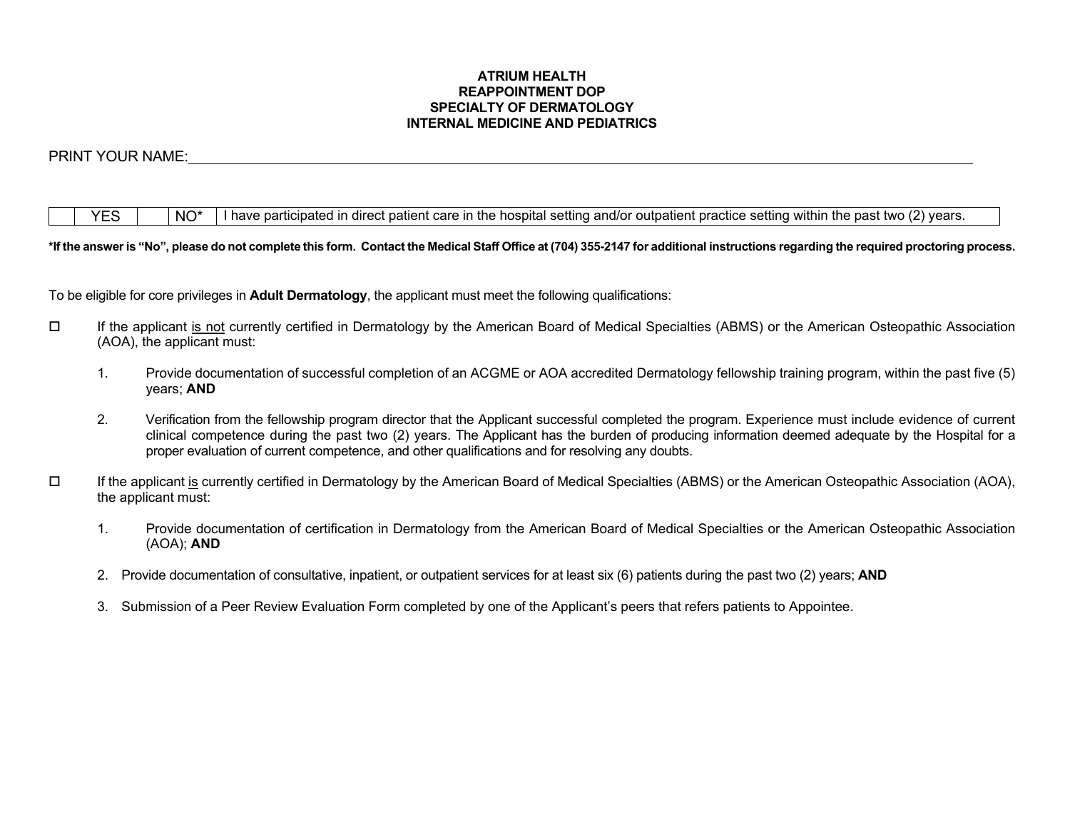**ATRIUM HEALTH**
**REAPPOINTMENT DOP**
**SPECIALTY OF DERMATOLOGY**
**INTERNAL MEDICINE AND PEDIATRICS**

PRINT YOUR NAME:\_\_\_\_\_\_\_\_\_\_\_\_\_\_\_\_\_\_\_\_\_\_\_\_\_\_\_\_\_\_\_\_\_\_\_\_\_\_\_\_\_\_\_\_\_\_\_\_\_\_\_\_\_\_\_\_\_\_\_\_

| | YES | | NO* | I have participated in direct patient care in the hospital setting and/or outpatient practice setting within the past two (2) years. |
|---|---|---|---|---|

**\*If the answer is "No", please do not complete this form. Contact the Medical Staff Office at (704) 355-2147 for additional instructions regarding the required proctoring process.**

To be eligible for core privileges in **Adult Dermatology**, the applicant must meet the following qualifications:

☐ If the applicant is not currently certified in Dermatology by the American Board of Medical Specialties (ABMS) or the American Osteopathic Association (AOA), the applicant must:

1. Provide documentation of successful completion of an ACGME or AOA accredited Dermatology fellowship training program, within the past five (5) years; **AND**

2. Verification from the fellowship program director that the Applicant successful completed the program. Experience must include evidence of current clinical competence during the past two (2) years. The Applicant has the burden of producing information deemed adequate by the Hospital for a proper evaluation of current competence, and other qualifications and for resolving any doubts.

☐ If the applicant is currently certified in Dermatology by the American Board of Medical Specialties (ABMS) or the American Osteopathic Association (AOA), the applicant must:

1. Provide documentation of certification in Dermatology from the American Board of Medical Specialties or the American Osteopathic Association (AOA); **AND**

2. Provide documentation of consultative, inpatient, or outpatient services for at least six (6) patients during the past two (2) years; **AND**

3. Submission of a Peer Review Evaluation Form completed by one of the Applicant's peers that refers patients to Appointee.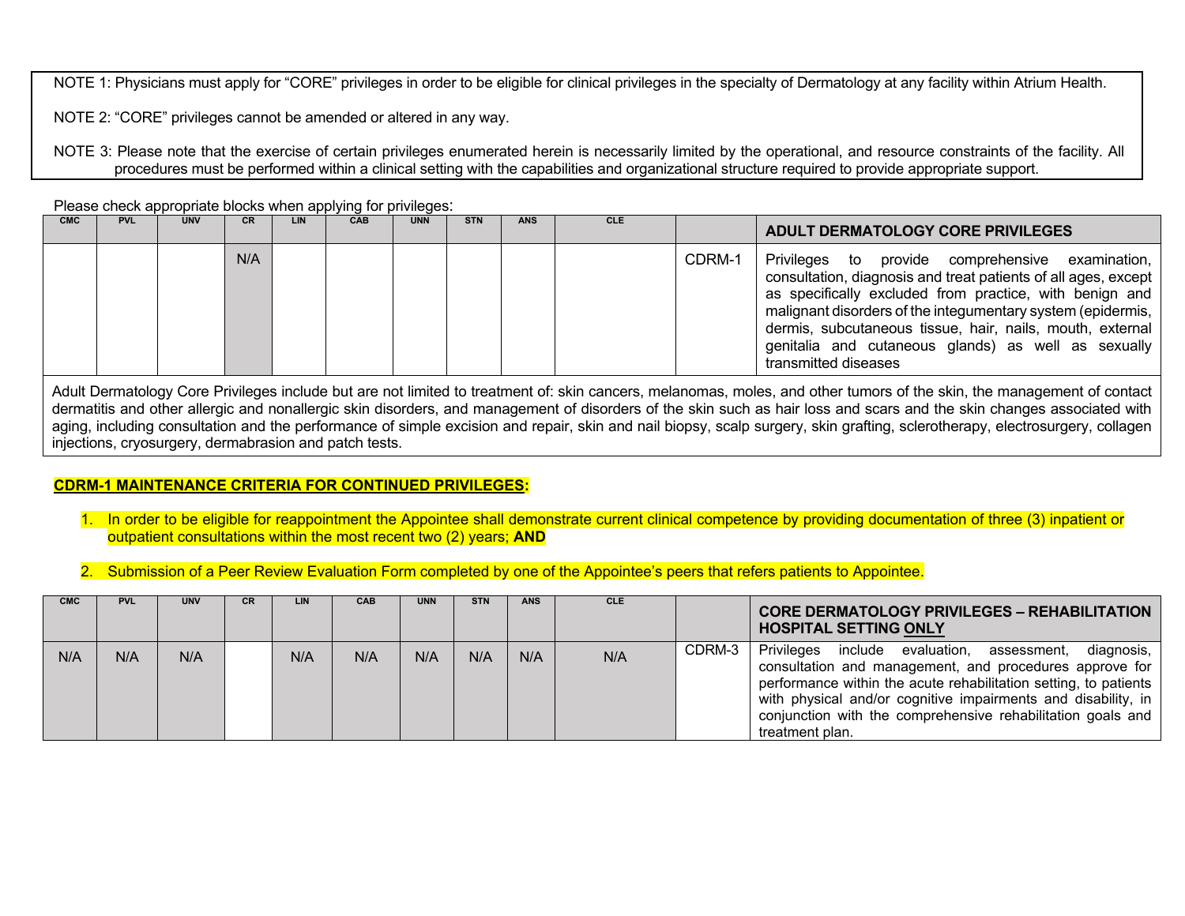NOTE 1: Physicians must apply for "CORE" privileges in order to be eligible for clinical privileges in the specialty of Dermatology at any facility within Atrium Health.

NOTE 2: "CORE" privileges cannot be amended or altered in any way.

NOTE 3: Please note that the exercise of certain privileges enumerated herein is necessarily limited by the operational, and resource constraints of the facility. All procedures must be performed within a clinical setting with the capabilities and organizational structure required to provide appropriate support.

Please check appropriate blocks when applying for privileges:

| CMC | PVL | UNV | CR | LIN | CAB | UNN | STN | ANS | CLE | | ADULT DERMATOLOGY CORE PRIVILEGES |
|---|---|---|---|---|---|---|---|---|---|---|---|
| | | | N/A | | | | | | | CDRM-1 | Privileges to provide comprehensive examination, consultation, diagnosis and treat patients of all ages, except as specifically excluded from practice, with benign and malignant disorders of the integumentary system (epidermis, dermis, subcutaneous tissue, hair, nails, mouth, external genitalia and cutaneous glands) as well as sexually transmitted diseases |

Adult Dermatology Core Privileges include but are not limited to treatment of: skin cancers, melanomas, moles, and other tumors of the skin, the management of contact dermatitis and other allergic and nonallergic skin disorders, and management of disorders of the skin such as hair loss and scars and the skin changes associated with aging, including consultation and the performance of simple excision and repair, skin and nail biopsy, scalp surgery, skin grafting, sclerotherapy, electrosurgery, collagen injections, cryosurgery, dermabrasion and patch tests.

**CDRM-1 MAINTENANCE CRITERIA FOR CONTINUED PRIVILEGES:**

1. In order to be eligible for reappointment the Appointee shall demonstrate current clinical competence by providing documentation of three (3) inpatient or outpatient consultations within the most recent two (2) years; **AND**

2. Submission of a Peer Review Evaluation Form completed by one of the Appointee's peers that refers patients to Appointee.

| CMC | PVL | UNV | CR | LIN | CAB | UNN | STN | ANS | CLE | | CORE DERMATOLOGY PRIVILEGES – REHABILITATION HOSPITAL SETTING ONLY |
|---|---|---|---|---|---|---|---|---|---|---|---|
| N/A | N/A | N/A | | N/A | N/A | N/A | N/A | N/A | N/A | CDRM-3 | Privileges include evaluation, assessment, diagnosis, consultation and management, and procedures approve for performance within the acute rehabilitation setting, to patients with physical and/or cognitive impairments and disability, in conjunction with the comprehensive rehabilitation goals and treatment plan. |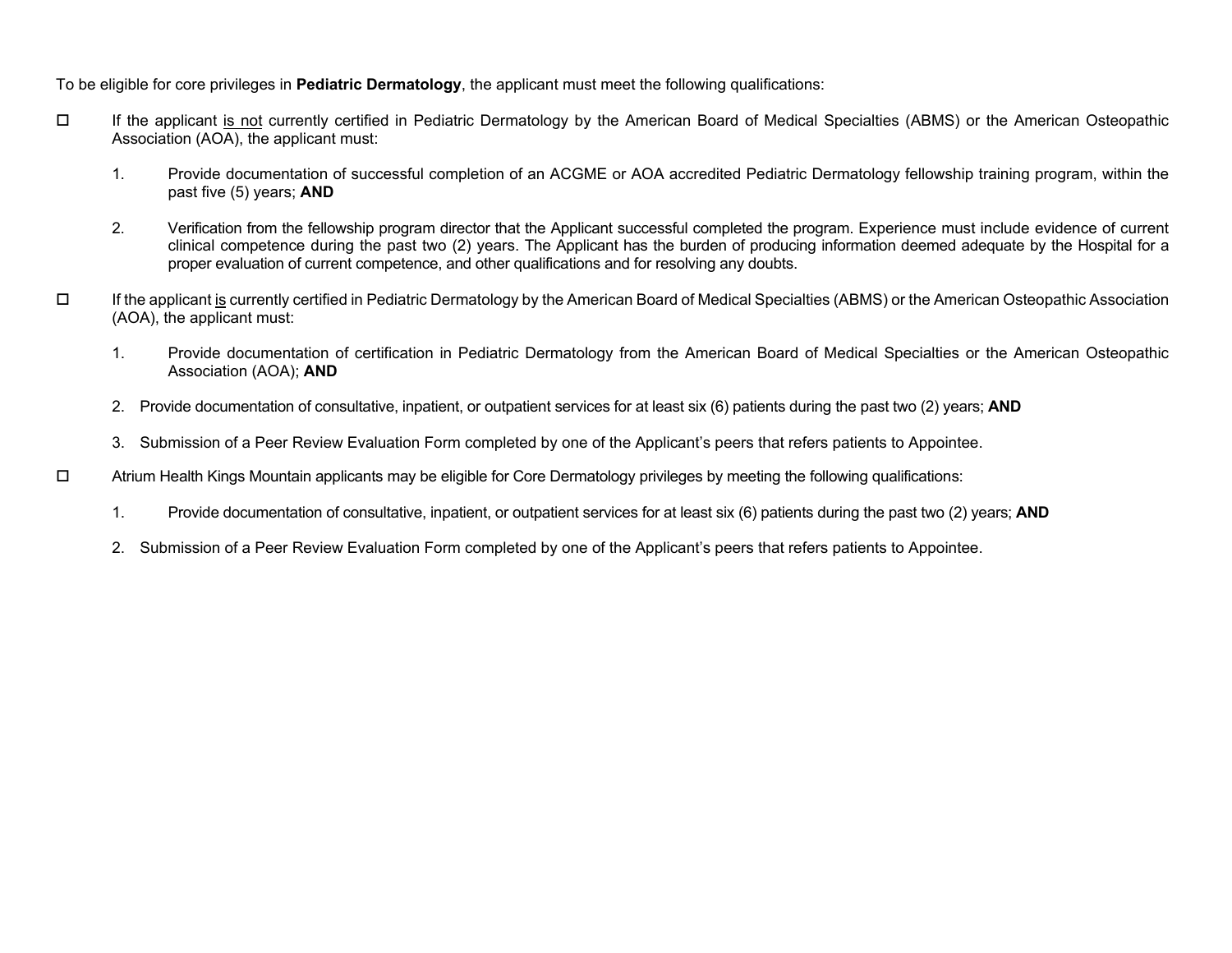To be eligible for core privileges in **Pediatric Dermatology**, the applicant must meet the following qualifications:

☐ If the applicant <u>is not</u> currently certified in Pediatric Dermatology by the American Board of Medical Specialties (ABMS) or the American Osteopathic Association (AOA), the applicant must:

1. Provide documentation of successful completion of an ACGME or AOA accredited Pediatric Dermatology fellowship training program, within the past five (5) years; **AND**

2. Verification from the fellowship program director that the Applicant successful completed the program. Experience must include evidence of current clinical competence during the past two (2) years. The Applicant has the burden of producing information deemed adequate by the Hospital for a proper evaluation of current competence, and other qualifications and for resolving any doubts.

☐ If the applicant <u>is</u> currently certified in Pediatric Dermatology by the American Board of Medical Specialties (ABMS) or the American Osteopathic Association (AOA), the applicant must:

1. Provide documentation of certification in Pediatric Dermatology from the American Board of Medical Specialties or the American Osteopathic Association (AOA); **AND**

2. Provide documentation of consultative, inpatient, or outpatient services for at least six (6) patients during the past two (2) years; **AND**

3. Submission of a Peer Review Evaluation Form completed by one of the Applicant's peers that refers patients to Appointee.

☐ Atrium Health Kings Mountain applicants may be eligible for Core Dermatology privileges by meeting the following qualifications:

1. Provide documentation of consultative, inpatient, or outpatient services for at least six (6) patients during the past two (2) years; **AND**

2. Submission of a Peer Review Evaluation Form completed by one of the Applicant's peers that refers patients to Appointee.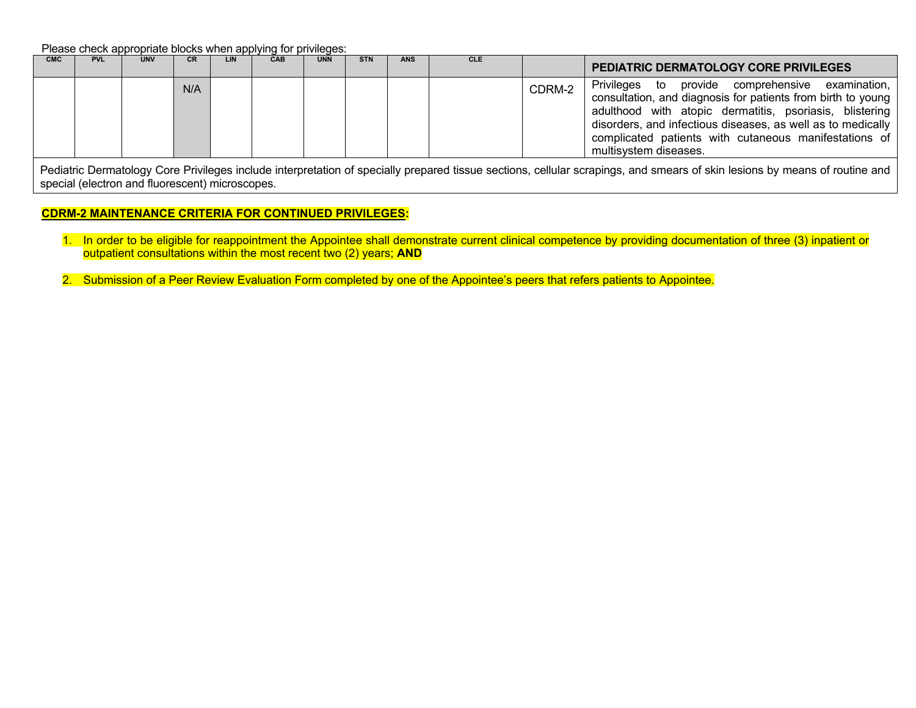Please check appropriate blocks when applying for privileges:

| CMC | PVL | UNV | CR | LIN | CAB | UNN | STN | ANS | CLE | | PEDIATRIC DERMATOLOGY CORE PRIVILEGES |
|---|---|---|---|---|---|---|---|---|---|---|---|
| | | | N/A | | | | | | | CDRM-2 | Privileges to provide comprehensive examination, consultation, and diagnosis for patients from birth to young adulthood with atopic dermatitis, psoriasis, blistering disorders, and infectious diseases, as well as to medically complicated patients with cutaneous manifestations of multisystem diseases. |
| Pediatric Dermatology Core Privileges include interpretation of specially prepared tissue sections, cellular scrapings, and smears of skin lesions by means of routine and special (electron and fluorescent) microscopes. | | | | | | | | | | | |

**CDRM-2 MAINTENANCE CRITERIA FOR CONTINUED PRIVILEGES:**

1. In order to be eligible for reappointment the Appointee shall demonstrate current clinical competence by providing documentation of three (3) inpatient or outpatient consultations within the most recent two (2) years; **AND**

2. Submission of a Peer Review Evaluation Form completed by one of the Appointee's peers that refers patients to Appointee.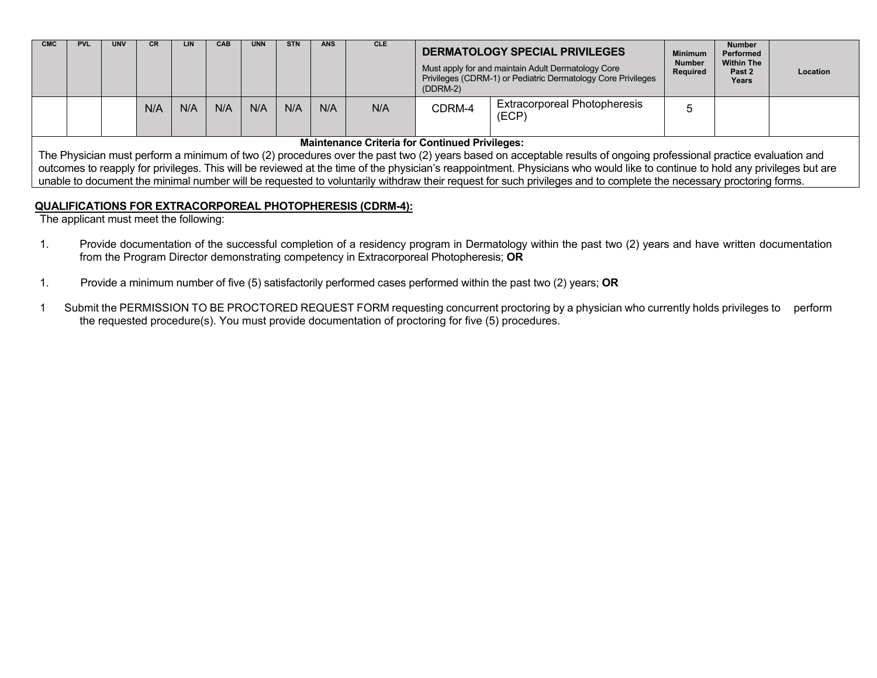| CMC | PVL | UNV | CR | LIN | CAB | UNN | STN | ANS | CLE | **DERMATOLOGY SPECIAL PRIVILEGES** Must apply for and maintain Adult Dermatology Core Privileges (CDRM-1) or Pediatric Dermatology Core Privileges (DDRM-2) | | Minimum Number Required | Number Performed Within The Past 2 Years | Location |
|---|---|---|---|---|---|---|---|---|---|---|---|---|---|---|
| | | | N/A | N/A | N/A | N/A | N/A | N/A | N/A | CDRM-4 | Extracorporeal Photopheresis (ECP) | 5 | | |

**Maintenance Criteria for Continued Privileges:**
The Physician must perform a minimum of two (2) procedures over the past two (2) years based on acceptable results of ongoing professional practice evaluation and outcomes to reapply for privileges. This will be reviewed at the time of the physician's reappointment. Physicians who would like to continue to hold any privileges but are unable to document the minimal number will be requested to voluntarily withdraw their request for such privileges and to complete the necessary proctoring forms.

**QUALIFICATIONS FOR EXTRACORPOREAL PHOTOPHERESIS (CDRM-4):**

The applicant must meet the following:

1. Provide documentation of the successful completion of a residency program in Dermatology within the past two (2) years and have written documentation from the Program Director demonstrating competency in Extracorporeal Photopheresis; **OR**

1. Provide a minimum number of five (5) satisfactorily performed cases performed within the past two (2) years; **OR**

1. Submit the PERMISSION TO BE PROCTORED REQUEST FORM requesting concurrent proctoring by a physician who currently holds privileges to perform the requested procedure(s). You must provide documentation of proctoring for five (5) procedures.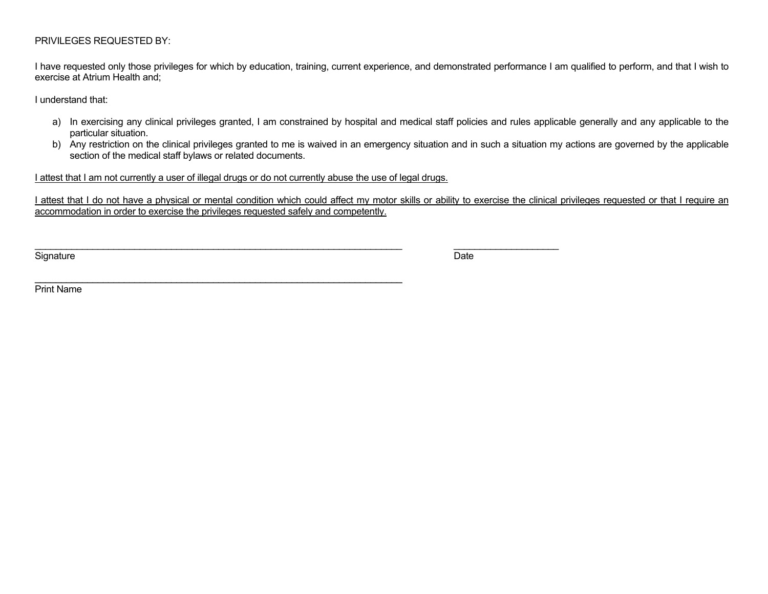PRIVILEGES REQUESTED BY:

I have requested only those privileges for which by education, training, current experience, and demonstrated performance I am qualified to perform, and that I wish to exercise at Atrium Health and;

I understand that:

a) In exercising any clinical privileges granted, I am constrained by hospital and medical staff policies and rules applicable generally and any applicable to the particular situation.
b) Any restriction on the clinical privileges granted to me is waived in an emergency situation and in such a situation my actions are governed by the applicable section of the medical staff bylaws or related documents.

<u>I attest that I am not currently a user of illegal drugs or do not currently abuse the use of legal drugs.</u>

<u>I attest that I do not have a physical or mental condition which could affect my motor skills or ability to exercise the clinical privileges requested or that I require an accommodation in order to exercise the privileges requested safely and competently.</u>

\_\_\_\_\_\_\_\_\_\_\_\_\_\_\_\_\_\_\_\_\_\_\_\_\_\_\_\_\_\_\_\_\_\_\_\_\_\_\_\_\_\_\_\_\_\_\_\_\_\_\_\_\_\_\_\_\_\_\_\_\_\_\_\_\_\_\_\_\_\_\_\_ \_\_\_\_\_\_\_\_\_\_\_\_\_\_\_\_\_\_\_\_
Signature Date

\_\_\_\_\_\_\_\_\_\_\_\_\_\_\_\_\_\_\_\_\_\_\_\_\_\_\_\_\_\_\_\_\_\_\_\_\_\_\_\_\_\_\_\_\_\_\_\_\_\_\_\_\_\_\_\_\_\_\_\_\_\_\_\_\_\_\_\_\_\_\_\_
Print Name